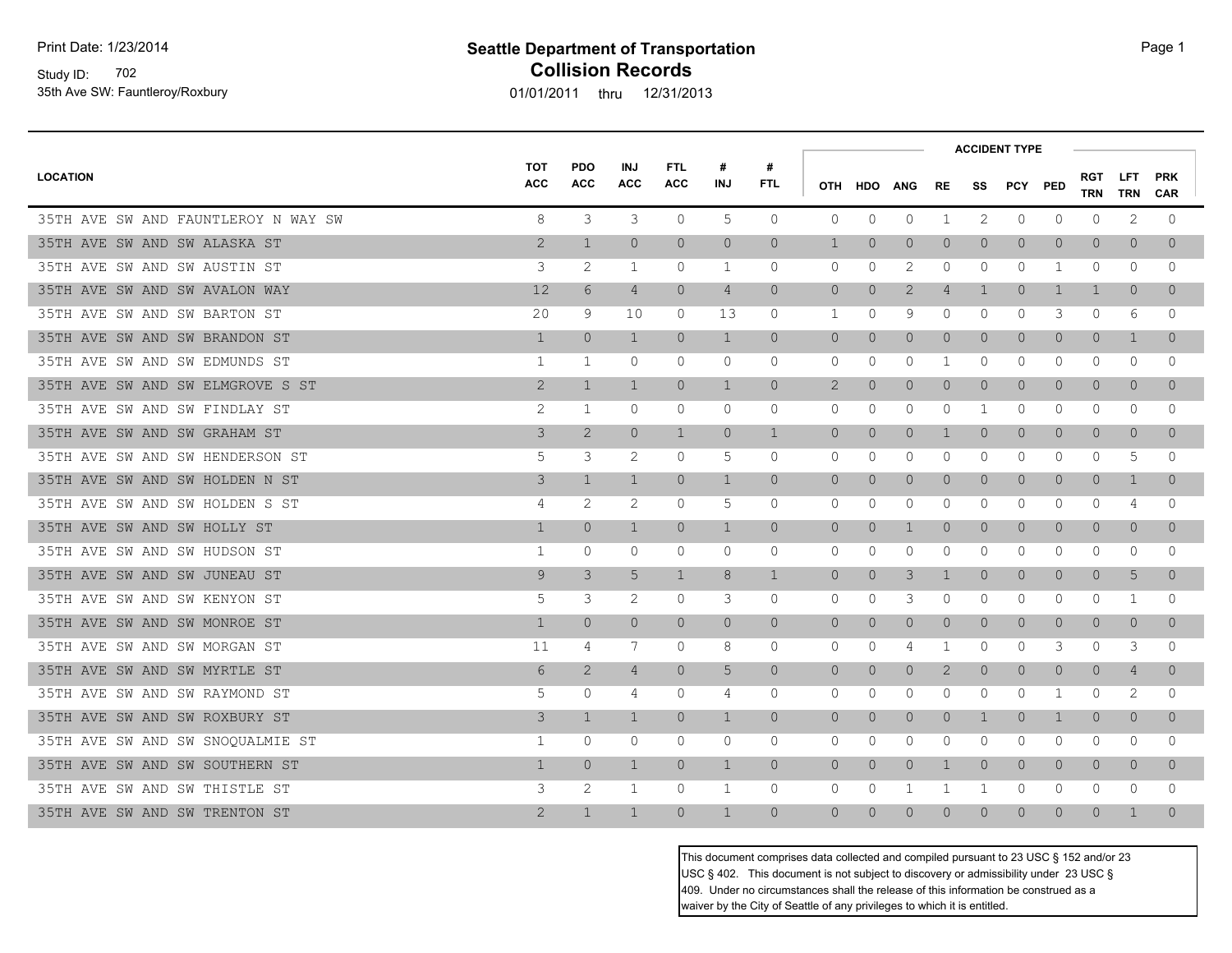Print Date: 1/23/2014

Study ID: 702

35th Ave SW: Fauntleroy/Roxbury

# Seattle Department of Transportation
## Collision Records

01/01/2011 thru 12/31/2013

| LOCATION | TOT ACC | PDO ACC | INJ ACC | FTL ACC | # INJ | # FTL | ACCIDENT TYPE | | | | | | | | | |
|---|---|---|---|---|---|---|---|---|---|---|---|---|---|---|---|---|
| | | | | | | | OTH | HDO | ANG | RE | SS | PCY | PED | RGT TRN | LFT TRN | PRK CAR |
| 35TH AVE SW AND FAUNTLEROY N WAY SW | 8 | 3 | 3 | 0 | 5 | 0 | 0 | 0 | 0 | 1 | 2 | 0 | 0 | 0 | 2 | 0 |
| 35TH AVE SW AND SW ALASKA ST | 2 | 1 | 0 | 0 | 0 | 0 | 1 | 0 | 0 | 0 | 0 | 0 | 0 | 0 | 0 | 0 |
| 35TH AVE SW AND SW AUSTIN ST | 3 | 2 | 1 | 0 | 1 | 0 | 0 | 0 | 2 | 0 | 0 | 0 | 1 | 0 | 0 | 0 |
| 35TH AVE SW AND SW AVALON WAY | 12 | 6 | 4 | 0 | 4 | 0 | 0 | 0 | 2 | 4 | 1 | 0 | 1 | 1 | 0 | 0 |
| 35TH AVE SW AND SW BARTON ST | 20 | 9 | 10 | 0 | 13 | 0 | 1 | 0 | 9 | 0 | 0 | 0 | 3 | 0 | 6 | 0 |
| 35TH AVE SW AND SW BRANDON ST | 1 | 0 | 1 | 0 | 1 | 0 | 0 | 0 | 0 | 0 | 0 | 0 | 0 | 0 | 1 | 0 |
| 35TH AVE SW AND SW EDMUNDS ST | 1 | 1 | 0 | 0 | 0 | 0 | 0 | 0 | 0 | 1 | 0 | 0 | 0 | 0 | 0 | 0 |
| 35TH AVE SW AND SW ELMGROVE S ST | 2 | 1 | 1 | 0 | 1 | 0 | 2 | 0 | 0 | 0 | 0 | 0 | 0 | 0 | 0 | 0 |
| 35TH AVE SW AND SW FINDLAY ST | 2 | 1 | 0 | 0 | 0 | 0 | 0 | 0 | 0 | 0 | 1 | 0 | 0 | 0 | 0 | 0 |
| 35TH AVE SW AND SW GRAHAM ST | 3 | 2 | 0 | 1 | 0 | 1 | 0 | 0 | 0 | 1 | 0 | 0 | 0 | 0 | 0 | 0 |
| 35TH AVE SW AND SW HENDERSON ST | 5 | 3 | 2 | 0 | 5 | 0 | 0 | 0 | 0 | 0 | 0 | 0 | 0 | 0 | 5 | 0 |
| 35TH AVE SW AND SW HOLDEN N ST | 3 | 1 | 1 | 0 | 1 | 0 | 0 | 0 | 0 | 0 | 0 | 0 | 0 | 0 | 1 | 0 |
| 35TH AVE SW AND SW HOLDEN S ST | 4 | 2 | 2 | 0 | 5 | 0 | 0 | 0 | 0 | 0 | 0 | 0 | 0 | 0 | 4 | 0 |
| 35TH AVE SW AND SW HOLLY ST | 1 | 0 | 1 | 0 | 1 | 0 | 0 | 0 | 1 | 0 | 0 | 0 | 0 | 0 | 0 | 0 |
| 35TH AVE SW AND SW HUDSON ST | 1 | 0 | 0 | 0 | 0 | 0 | 0 | 0 | 0 | 0 | 0 | 0 | 0 | 0 | 0 | 0 |
| 35TH AVE SW AND SW JUNEAU ST | 9 | 3 | 5 | 1 | 8 | 1 | 0 | 0 | 3 | 1 | 0 | 0 | 0 | 0 | 5 | 0 |
| 35TH AVE SW AND SW KENYON ST | 5 | 3 | 2 | 0 | 3 | 0 | 0 | 0 | 3 | 0 | 0 | 0 | 0 | 0 | 1 | 0 |
| 35TH AVE SW AND SW MONROE ST | 1 | 0 | 0 | 0 | 0 | 0 | 0 | 0 | 0 | 0 | 0 | 0 | 0 | 0 | 0 | 0 |
| 35TH AVE SW AND SW MORGAN ST | 11 | 4 | 7 | 0 | 8 | 0 | 0 | 0 | 4 | 1 | 0 | 0 | 3 | 0 | 3 | 0 |
| 35TH AVE SW AND SW MYRTLE ST | 6 | 2 | 4 | 0 | 5 | 0 | 0 | 0 | 0 | 2 | 0 | 0 | 0 | 0 | 4 | 0 |
| 35TH AVE SW AND SW RAYMOND ST | 5 | 0 | 4 | 0 | 4 | 0 | 0 | 0 | 0 | 0 | 0 | 0 | 1 | 0 | 2 | 0 |
| 35TH AVE SW AND SW ROXBURY ST | 3 | 1 | 1 | 0 | 1 | 0 | 0 | 0 | 0 | 0 | 1 | 0 | 1 | 0 | 0 | 0 |
| 35TH AVE SW AND SW SNOQUALMIE ST | 1 | 0 | 0 | 0 | 0 | 0 | 0 | 0 | 0 | 0 | 0 | 0 | 0 | 0 | 0 | 0 |
| 35TH AVE SW AND SW SOUTHERN ST | 1 | 0 | 1 | 0 | 1 | 0 | 0 | 0 | 0 | 1 | 0 | 0 | 0 | 0 | 0 | 0 |
| 35TH AVE SW AND SW THISTLE ST | 3 | 2 | 1 | 0 | 1 | 0 | 0 | 0 | 1 | 1 | 1 | 0 | 0 | 0 | 0 | 0 |
| 35TH AVE SW AND SW TRENTON ST | 2 | 1 | 1 | 0 | 1 | 0 | 0 | 0 | 0 | 0 | 0 | 0 | 0 | 0 | 1 | 0 |

This document comprises data collected and compiled pursuant to 23 USC § 152 and/or 23 USC § 402. This document is not subject to discovery or admissibility under 23 USC § 409. Under no circumstances shall the release of this information be construed as a waiver by the City of Seattle of any privileges to which it is entitled.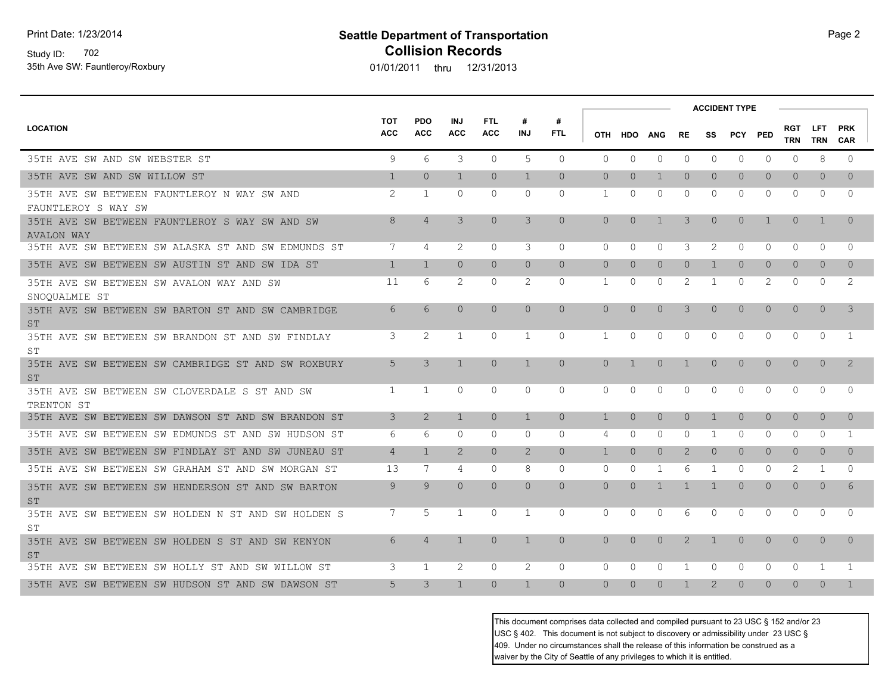**Seattle Department of Transportation**
**Collision Records**

Print Date: 1/23/2014

Study ID: 702

35th Ave SW: Fauntleroy/Roxbury

01/01/2011 thru 12/31/2013

| LOCATION | TOT ACC | PDO ACC | INJ ACC | FTL ACC | # INJ | # FTL | ACCIDENT TYPE | | | | | | | | | |
|---|---|---|---|---|---|---|---|---|---|---|---|---|---|---|---|---|
| | | | | | | | OTH | HDO | ANG | RE | SS | PCY | PED | RGT TRN | LFT TRN | PRK CAR |
| 35TH AVE SW AND SW WEBSTER ST | 9 | 6 | 3 | 0 | 5 | 0 | 0 | 0 | 0 | 0 | 0 | 0 | 0 | 0 | 8 | 0 |
| 35TH AVE SW AND SW WILLOW ST | 1 | 0 | 1 | 0 | 1 | 0 | 0 | 0 | 1 | 0 | 0 | 0 | 0 | 0 | 0 | 0 |
| 35TH AVE SW BETWEEN FAUNTLEROY N WAY SW AND FAUNTLEROY S WAY SW | 2 | 1 | 0 | 0 | 0 | 0 | 1 | 0 | 0 | 0 | 0 | 0 | 0 | 0 | 0 | 0 |
| 35TH AVE SW BETWEEN FAUNTLEROY S WAY SW AND SW AVALON WAY | 8 | 4 | 3 | 0 | 3 | 0 | 0 | 0 | 1 | 3 | 0 | 0 | 1 | 0 | 1 | 0 |
| 35TH AVE SW BETWEEN SW ALASKA ST AND SW EDMUNDS ST | 7 | 4 | 2 | 0 | 3 | 0 | 0 | 0 | 0 | 3 | 2 | 0 | 0 | 0 | 0 | 0 |
| 35TH AVE SW BETWEEN SW AUSTIN ST AND SW IDA ST | 1 | 1 | 0 | 0 | 0 | 0 | 0 | 0 | 0 | 0 | 1 | 0 | 0 | 0 | 0 | 0 |
| 35TH AVE SW BETWEEN SW AVALON WAY AND SW SNOQUALMIE ST | 11 | 6 | 2 | 0 | 2 | 0 | 1 | 0 | 0 | 2 | 1 | 0 | 2 | 0 | 0 | 2 |
| 35TH AVE SW BETWEEN SW BARTON ST AND SW CAMBRIDGE ST | 6 | 6 | 0 | 0 | 0 | 0 | 0 | 0 | 0 | 3 | 0 | 0 | 0 | 0 | 0 | 3 |
| 35TH AVE SW BETWEEN SW BRANDON ST AND SW FINDLAY ST | 3 | 2 | 1 | 0 | 1 | 0 | 1 | 0 | 0 | 0 | 0 | 0 | 0 | 0 | 0 | 1 |
| 35TH AVE SW BETWEEN SW CAMBRIDGE ST AND SW ROXBURY ST | 5 | 3 | 1 | 0 | 1 | 0 | 0 | 1 | 0 | 1 | 0 | 0 | 0 | 0 | 0 | 2 |
| 35TH AVE SW BETWEEN SW CLOVERDALE S ST AND SW TRENTON ST | 1 | 1 | 0 | 0 | 0 | 0 | 0 | 0 | 0 | 0 | 0 | 0 | 0 | 0 | 0 | 0 |
| 35TH AVE SW BETWEEN SW DAWSON ST AND SW BRANDON ST | 3 | 2 | 1 | 0 | 1 | 0 | 1 | 0 | 0 | 0 | 1 | 0 | 0 | 0 | 0 | 0 |
| 35TH AVE SW BETWEEN SW EDMUNDS ST AND SW HUDSON ST | 6 | 6 | 0 | 0 | 0 | 0 | 4 | 0 | 0 | 0 | 1 | 0 | 0 | 0 | 0 | 1 |
| 35TH AVE SW BETWEEN SW FINDLAY ST AND SW JUNEAU ST | 4 | 1 | 2 | 0 | 2 | 0 | 1 | 0 | 0 | 2 | 0 | 0 | 0 | 0 | 0 | 0 |
| 35TH AVE SW BETWEEN SW GRAHAM ST AND SW MORGAN ST | 13 | 7 | 4 | 0 | 8 | 0 | 0 | 0 | 1 | 6 | 1 | 0 | 0 | 2 | 1 | 0 |
| 35TH AVE SW BETWEEN SW HENDERSON ST AND SW BARTON ST | 9 | 9 | 0 | 0 | 0 | 0 | 0 | 0 | 1 | 1 | 1 | 0 | 0 | 0 | 0 | 6 |
| 35TH AVE SW BETWEEN SW HOLDEN N ST AND SW HOLDEN S ST | 7 | 5 | 1 | 0 | 1 | 0 | 0 | 0 | 0 | 6 | 0 | 0 | 0 | 0 | 0 | 0 |
| 35TH AVE SW BETWEEN SW HOLDEN S ST AND SW KENYON ST | 6 | 4 | 1 | 0 | 1 | 0 | 0 | 0 | 0 | 2 | 1 | 0 | 0 | 0 | 0 | 0 |
| 35TH AVE SW BETWEEN SW HOLLY ST AND SW WILLOW ST | 3 | 1 | 2 | 0 | 2 | 0 | 0 | 0 | 0 | 1 | 0 | 0 | 0 | 0 | 1 | 1 |
| 35TH AVE SW BETWEEN SW HUDSON ST AND SW DAWSON ST | 5 | 3 | 1 | 0 | 1 | 0 | 0 | 0 | 0 | 1 | 2 | 0 | 0 | 0 | 0 | 1 |

This document comprises data collected and compiled pursuant to 23 USC § 152 and/or 23 USC § 402. This document is not subject to discovery or admissibility under 23 USC § 409. Under no circumstances shall the release of this information be construed as a waiver by the City of Seattle of any privileges to which it is entitled.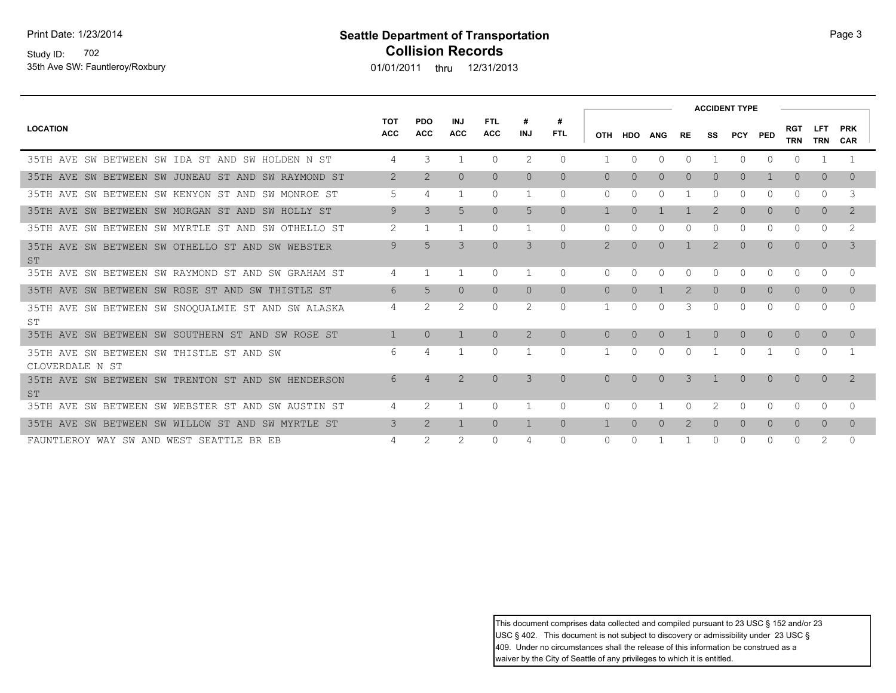Study ID: 702

35th Ave SW: Fauntleroy/Roxbury

# Seattle Department of Transportation
## Collision Records

01/01/2011 thru 12/31/2013

| LOCATION | TOT ACC | PDO ACC | INJ ACC | FTL ACC | # INJ | # FTL | ACCIDENT TYPE | | | | | | | | | |
|---|---|---|---|---|---|---|---|---|---|---|---|---|---|---|---|---|
| | | | | | | | OTH | HDO | ANG | RE | SS | PCY | PED | RGT TRN | LFT TRN | PRK CAR |
| 35TH AVE SW BETWEEN SW IDA ST AND SW HOLDEN N ST | 4 | 3 | 1 | 0 | 2 | 0 | 1 | 0 | 0 | 0 | 1 | 0 | 0 | 0 | 1 | 1 |
| 35TH AVE SW BETWEEN SW JUNEAU ST AND SW RAYMOND ST | 2 | 2 | 0 | 0 | 0 | 0 | 0 | 0 | 0 | 0 | 0 | 0 | 1 | 0 | 0 | 0 |
| 35TH AVE SW BETWEEN SW KENYON ST AND SW MONROE ST | 5 | 4 | 1 | 0 | 1 | 0 | 0 | 0 | 0 | 1 | 0 | 0 | 0 | 0 | 0 | 3 |
| 35TH AVE SW BETWEEN SW MORGAN ST AND SW HOLLY ST | 9 | 3 | 5 | 0 | 5 | 0 | 1 | 0 | 1 | 1 | 2 | 0 | 0 | 0 | 0 | 2 |
| 35TH AVE SW BETWEEN SW MYRTLE ST AND SW OTHELLO ST | 2 | 1 | 1 | 0 | 1 | 0 | 0 | 0 | 0 | 0 | 0 | 0 | 0 | 0 | 0 | 2 |
| 35TH AVE SW BETWEEN SW OTHELLO ST AND SW WEBSTER ST | 9 | 5 | 3 | 0 | 3 | 0 | 2 | 0 | 0 | 1 | 2 | 0 | 0 | 0 | 0 | 3 |
| 35TH AVE SW BETWEEN SW RAYMOND ST AND SW GRAHAM ST | 4 | 1 | 1 | 0 | 1 | 0 | 0 | 0 | 0 | 0 | 0 | 0 | 0 | 0 | 0 | 0 |
| 35TH AVE SW BETWEEN SW ROSE ST AND SW THISTLE ST | 6 | 5 | 0 | 0 | 0 | 0 | 0 | 0 | 1 | 2 | 0 | 0 | 0 | 0 | 0 | 0 |
| 35TH AVE SW BETWEEN SW SNOQUALMIE ST AND SW ALASKA ST | 4 | 2 | 2 | 0 | 2 | 0 | 1 | 0 | 0 | 3 | 0 | 0 | 0 | 0 | 0 | 0 |
| 35TH AVE SW BETWEEN SW SOUTHERN ST AND SW ROSE ST | 1 | 0 | 1 | 0 | 2 | 0 | 0 | 0 | 0 | 1 | 0 | 0 | 0 | 0 | 0 | 0 |
| 35TH AVE SW BETWEEN SW THISTLE ST AND SW CLOVERDALE N ST | 6 | 4 | 1 | 0 | 1 | 0 | 1 | 0 | 0 | 0 | 1 | 0 | 1 | 0 | 0 | 1 |
| 35TH AVE SW BETWEEN SW TRENTON ST AND SW HENDERSON ST | 6 | 4 | 2 | 0 | 3 | 0 | 0 | 0 | 0 | 3 | 1 | 0 | 0 | 0 | 0 | 2 |
| 35TH AVE SW BETWEEN SW WEBSTER ST AND SW AUSTIN ST | 4 | 2 | 1 | 0 | 1 | 0 | 0 | 0 | 1 | 0 | 2 | 0 | 0 | 0 | 0 | 0 |
| 35TH AVE SW BETWEEN SW WILLOW ST AND SW MYRTLE ST | 3 | 2 | 1 | 0 | 1 | 0 | 1 | 0 | 0 | 2 | 0 | 0 | 0 | 0 | 0 | 0 |
| FAUNTLEROY WAY SW AND WEST SEATTLE BR EB | 4 | 2 | 2 | 0 | 4 | 0 | 0 | 0 | 1 | 1 | 0 | 0 | 0 | 0 | 2 | 0 |

This document comprises data collected and compiled pursuant to 23 USC § 152 and/or 23 USC § 402. This document is not subject to discovery or admissibility under 23 USC § 409. Under no circumstances shall the release of this information be construed as a waiver by the City of Seattle of any privileges to which it is entitled.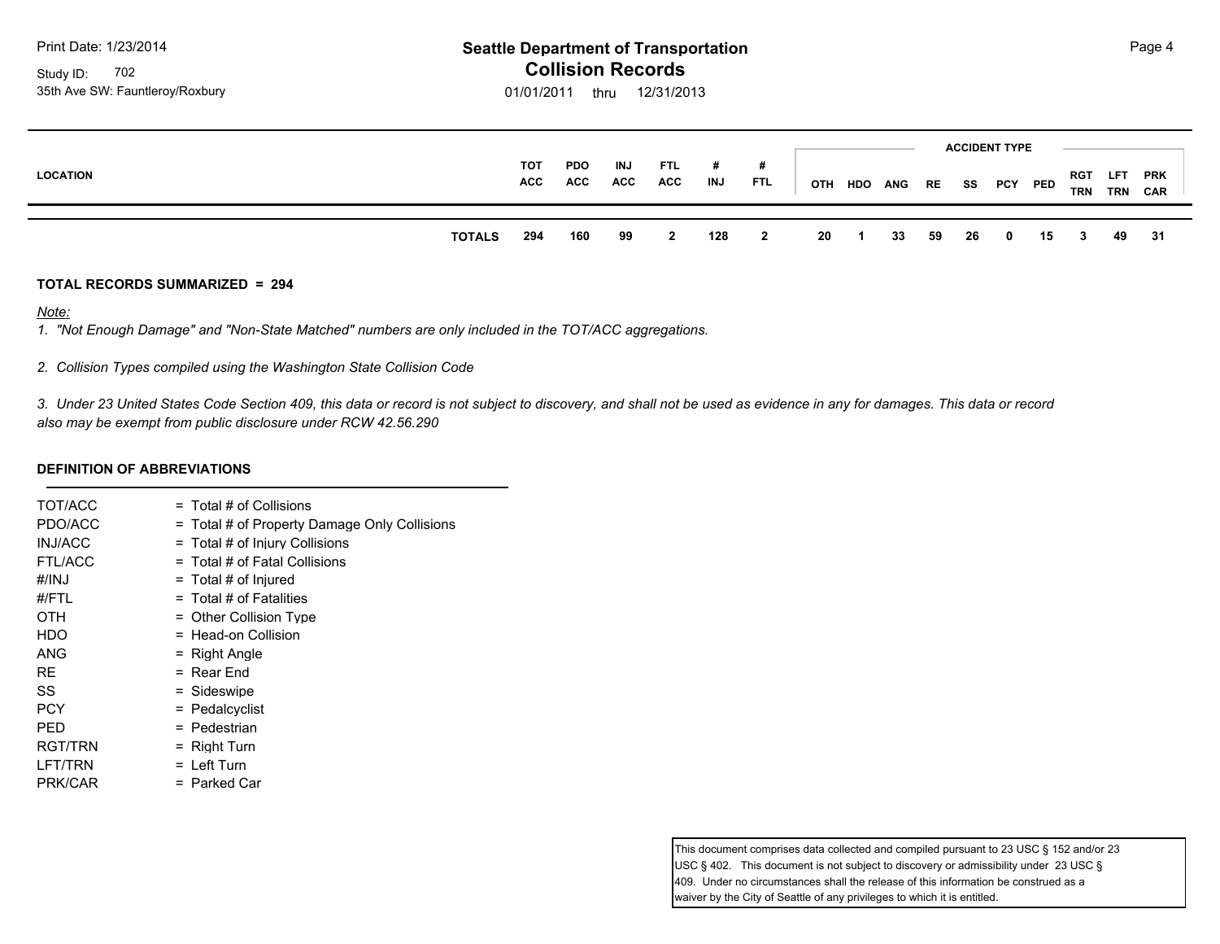| LOCATION | TOT ACC | PDO ACC | INJ ACC | FTL ACC | # INJ | # FTL | ACCIDENT TYPE OTH | HDO | ANG | RE | SS | PCY | PED | RGT TRN | LFT TRN | PRK CAR |
|---|---|---|---|---|---|---|---|---|---|---|---|---|---|---|---|---|
| **TOTALS** | **294** | **160** | **99** | **2** | **128** | **2** | **20** | **1** | **33** | **59** | **26** | **0** | **15** | **3** | **49** | **31** |

**TOTAL RECORDS SUMMARIZED = 294**

*Note:*

*1. "Not Enough Damage" and "Non-State Matched" numbers are only included in the TOT/ACC aggregations.*

*2. Collision Types compiled using the Washington State Collision Code*

*3. Under 23 United States Code Section 409, this data or record is not subject to discovery, and shall not be used as evidence in any for damages. This data or record also may be exempt from public disclosure under RCW 42.56.290*

**DEFINITION OF ABBREVIATIONS**

| | |
|---|---|
| TOT/ACC | = Total # of Collisions |
| PDO/ACC | = Total # of Property Damage Only Collisions |
| INJ/ACC | = Total # of Injury Collisions |
| FTL/ACC | = Total # of Fatal Collisions |
| #/INJ | = Total # of Injured |
| #/FTL | = Total # of Fatalities |
| OTH | = Other Collision Type |
| HDO | = Head-on Collision |
| ANG | = Right Angle |
| RE | = Rear End |
| SS | = Sideswipe |
| PCY | = Pedalcyclist |
| PED | = Pedestrian |
| RGT/TRN | = Right Turn |
| LFT/TRN | = Left Turn |
| PRK/CAR | = Parked Car |

This document comprises data collected and compiled pursuant to 23 USC § 152 and/or 23 USC § 402. This document is not subject to discovery or admissibility under 23 USC § 409. Under no circumstances shall the release of this information be construed as a waiver by the City of Seattle of any privileges to which it is entitled.